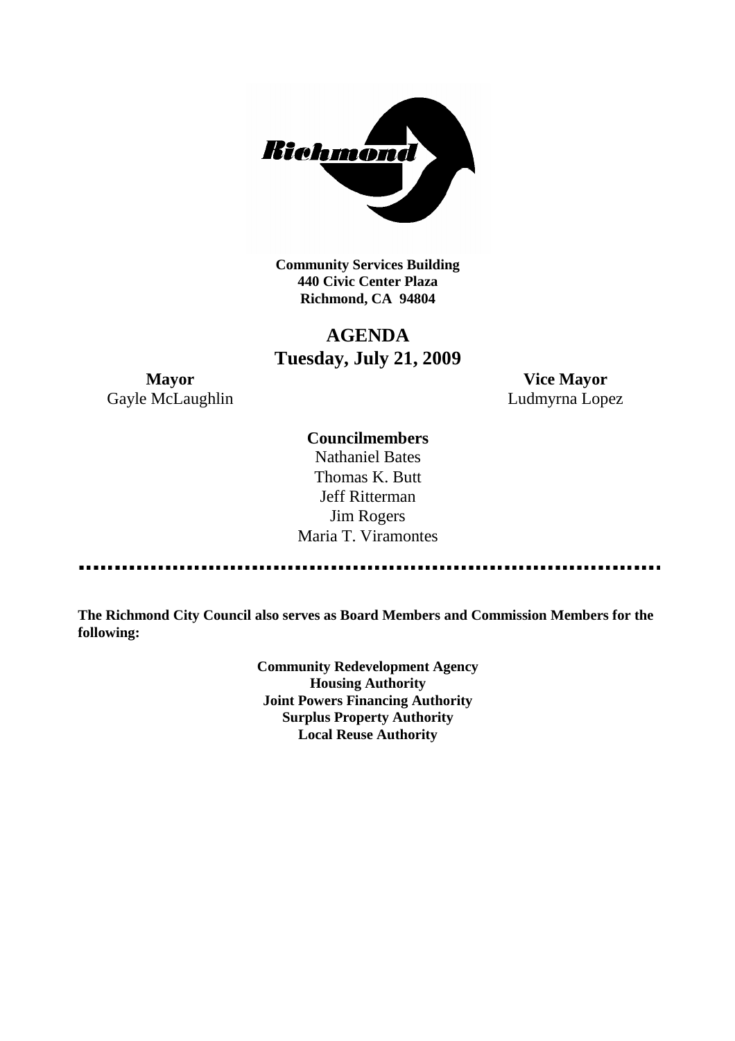**Community Services Building**
**440 Civic Center Plaza**
**Richmond, CA 94804**

# AGENDA
## Tuesday, July 21, 2009

**Mayor**
Gayle McLaughlin

**Vice Mayor**
Ludmyrna Lopez

**Councilmembers**
Nathaniel Bates
Thomas K. Butt
Jeff Ritterman
Jim Rogers
Maria T. Viramontes

**The Richmond City Council also serves as Board Members and Commission Members for the following:**

**Community Redevelopment Agency**
**Housing Authority**
**Joint Powers Financing Authority**
**Surplus Property Authority**
**Local Reuse Authority**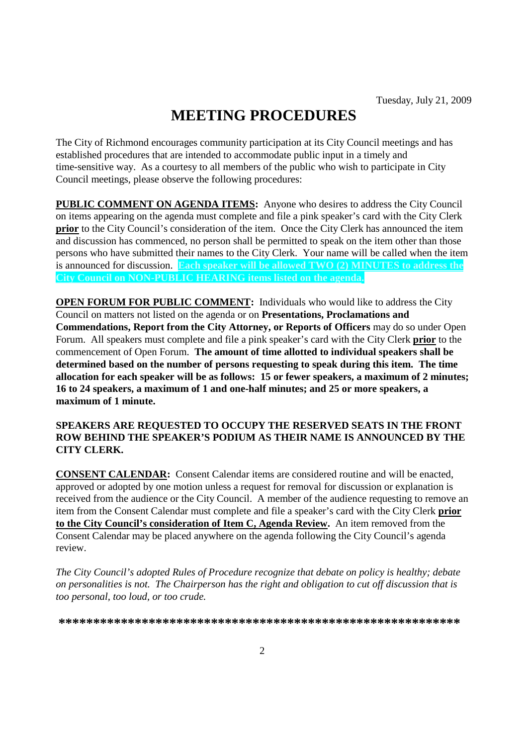Tuesday, July 21, 2009

# MEETING PROCEDURES

The City of Richmond encourages community participation at its City Council meetings and has established procedures that are intended to accommodate public input in a timely and time-sensitive way. As a courtesy to all members of the public who wish to participate in City Council meetings, please observe the following procedures:

**PUBLIC COMMENT ON AGENDA ITEMS:** Anyone who desires to address the City Council on items appearing on the agenda must complete and file a pink speaker's card with the City Clerk **prior** to the City Council's consideration of the item. Once the City Clerk has announced the item and discussion has commenced, no person shall be permitted to speak on the item other than those persons who have submitted their names to the City Clerk. Your name will be called when the item is announced for discussion. **Each speaker will be allowed TWO (2) MINUTES to address the City Council on NON-PUBLIC HEARING items listed on the agenda.**

**OPEN FORUM FOR PUBLIC COMMENT:** Individuals who would like to address the City Council on matters not listed on the agenda or on **Presentations, Proclamations and Commendations, Report from the City Attorney, or Reports of Officers** may do so under Open Forum. All speakers must complete and file a pink speaker's card with the City Clerk **prior** to the commencement of Open Forum. **The amount of time allotted to individual speakers shall be determined based on the number of persons requesting to speak during this item. The time allocation for each speaker will be as follows: 15 or fewer speakers, a maximum of 2 minutes; 16 to 24 speakers, a maximum of 1 and one-half minutes; and 25 or more speakers, a maximum of 1 minute.**

**SPEAKERS ARE REQUESTED TO OCCUPY THE RESERVED SEATS IN THE FRONT ROW BEHIND THE SPEAKER'S PODIUM AS THEIR NAME IS ANNOUNCED BY THE CITY CLERK.**

**CONSENT CALENDAR:** Consent Calendar items are considered routine and will be enacted, approved or adopted by one motion unless a request for removal for discussion or explanation is received from the audience or the City Council. A member of the audience requesting to remove an item from the Consent Calendar must complete and file a speaker's card with the City Clerk **prior to the City Council's consideration of Item C, Agenda Review.** An item removed from the Consent Calendar may be placed anywhere on the agenda following the City Council's agenda review.

*The City Council's adopted Rules of Procedure recognize that debate on policy is healthy; debate on personalities is not. The Chairperson has the right and obligation to cut off discussion that is too personal, too loud, or too crude.*

**\*\*\*\*\*\*\*\*\*\*\*\*\*\*\*\*\*\*\*\*\*\*\*\*\*\*\*\*\*\*\*\*\*\*\*\*\*\*\*\*\*\*\*\*\*\*\*\*\*\*\*\*\*\*\*\*\*\*\***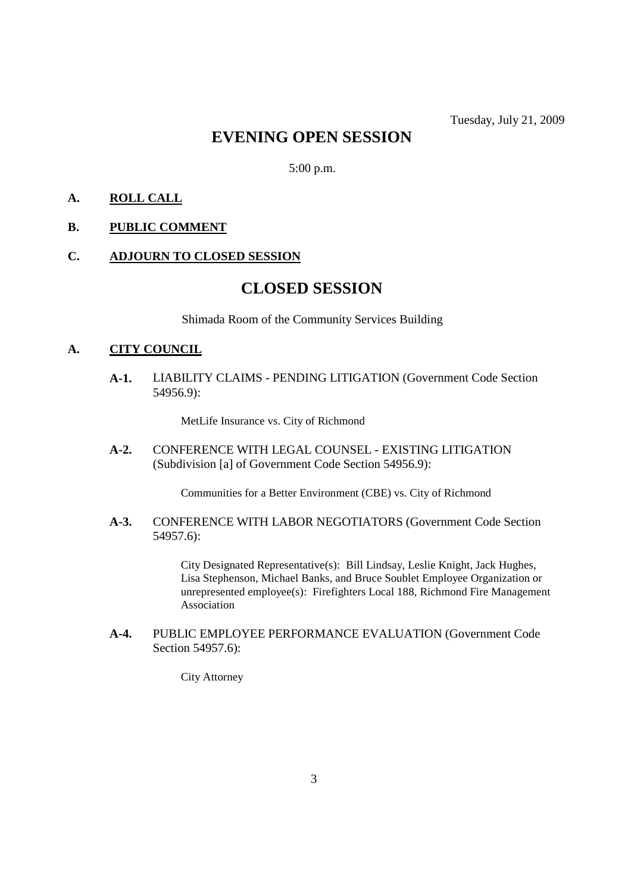Tuesday, July 21, 2009

# EVENING OPEN SESSION

5:00 p.m.

**A. ROLL CALL**

**B. PUBLIC COMMENT**

**C. ADJOURN TO CLOSED SESSION**

# CLOSED SESSION

Shimada Room of the Community Services Building

**A. CITY COUNCIL**

**A-1.** LIABILITY CLAIMS - PENDING LITIGATION (Government Code Section 54956.9):

MetLife Insurance vs. City of Richmond

**A-2.** CONFERENCE WITH LEGAL COUNSEL - EXISTING LITIGATION (Subdivision [a] of Government Code Section 54956.9):

Communities for a Better Environment (CBE) vs. City of Richmond

**A-3.** CONFERENCE WITH LABOR NEGOTIATORS (Government Code Section 54957.6):

City Designated Representative(s): Bill Lindsay, Leslie Knight, Jack Hughes, Lisa Stephenson, Michael Banks, and Bruce Soublet Employee Organization or unrepresented employee(s): Firefighters Local 188, Richmond Fire Management Association

**A-4.** PUBLIC EMPLOYEE PERFORMANCE EVALUATION (Government Code Section 54957.6):

City Attorney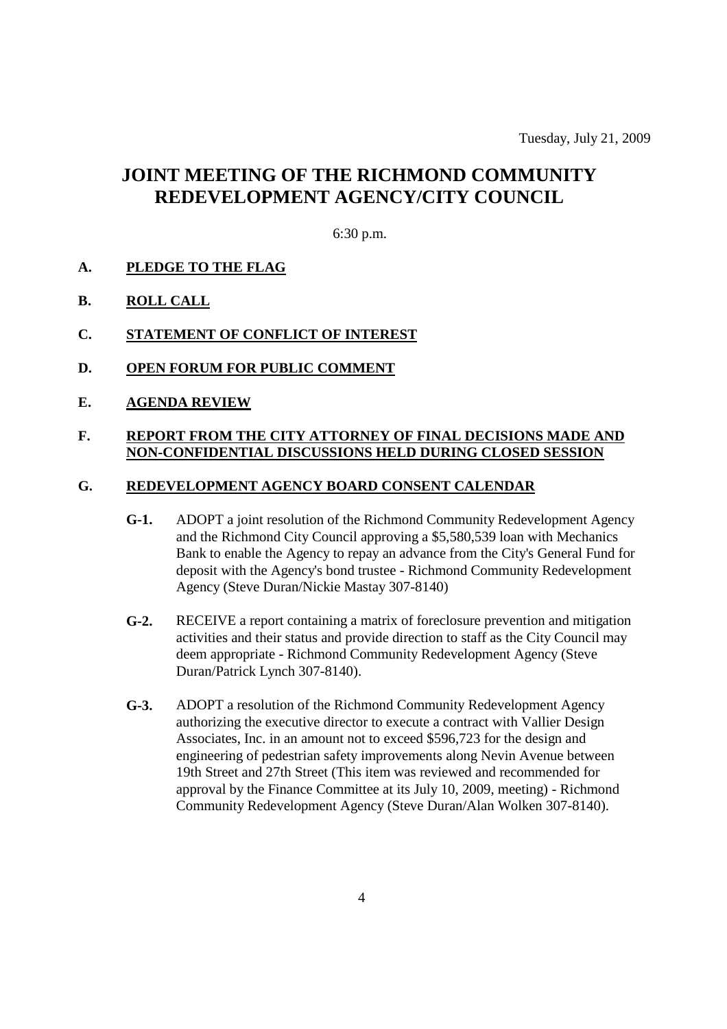Tuesday, July 21, 2009

# JOINT MEETING OF THE RICHMOND COMMUNITY REDEVELOPMENT AGENCY/CITY COUNCIL

6:30 p.m.

**A. PLEDGE TO THE FLAG**

**B. ROLL CALL**

**C. STATEMENT OF CONFLICT OF INTEREST**

**D. OPEN FORUM FOR PUBLIC COMMENT**

**E. AGENDA REVIEW**

**F. REPORT FROM THE CITY ATTORNEY OF FINAL DECISIONS MADE AND NON-CONFIDENTIAL DISCUSSIONS HELD DURING CLOSED SESSION**

**G. REDEVELOPMENT AGENCY BOARD CONSENT CALENDAR**

**G-1.** ADOPT a joint resolution of the Richmond Community Redevelopment Agency and the Richmond City Council approving a $5,580,539 loan with Mechanics Bank to enable the Agency to repay an advance from the City's General Fund for deposit with the Agency's bond trustee - Richmond Community Redevelopment Agency (Steve Duran/Nickie Mastay 307-8140)

**G-2.** RECEIVE a report containing a matrix of foreclosure prevention and mitigation activities and their status and provide direction to staff as the City Council may deem appropriate - Richmond Community Redevelopment Agency (Steve Duran/Patrick Lynch 307-8140).

**G-3.** ADOPT a resolution of the Richmond Community Redevelopment Agency authorizing the executive director to execute a contract with Vallier Design Associates, Inc. in an amount not to exceed $596,723 for the design and engineering of pedestrian safety improvements along Nevin Avenue between 19th Street and 27th Street (This item was reviewed and recommended for approval by the Finance Committee at its July 10, 2009, meeting) - Richmond Community Redevelopment Agency (Steve Duran/Alan Wolken 307-8140).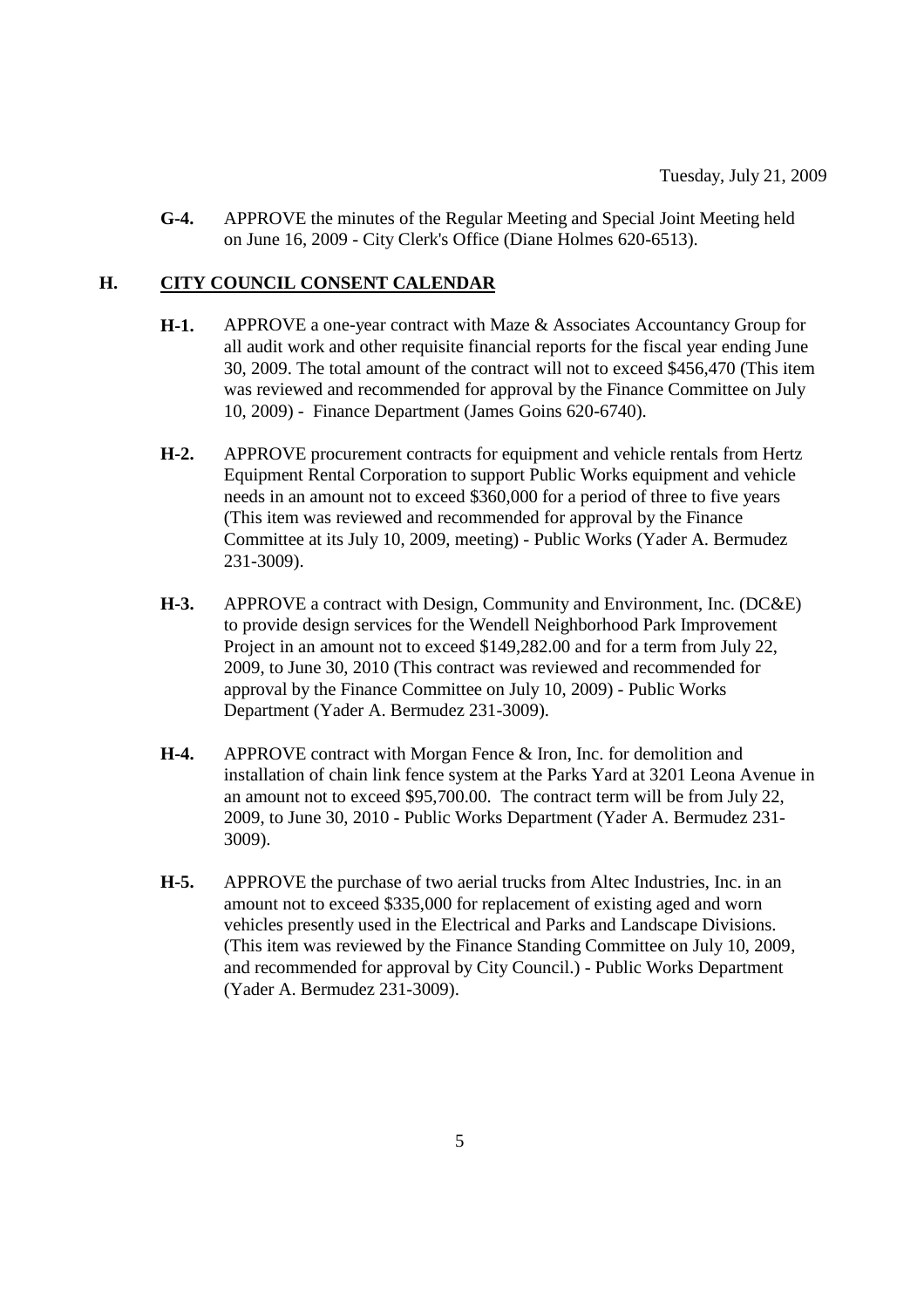**G-4.** APPROVE the minutes of the Regular Meeting and Special Joint Meeting held on June 16, 2009 - City Clerk's Office (Diane Holmes 620-6513).

## H. CITY COUNCIL CONSENT CALENDAR

**H-1.** APPROVE a one-year contract with Maze & Associates Accountancy Group for all audit work and other requisite financial reports for the fiscal year ending June 30, 2009. The total amount of the contract will not to exceed $456,470 (This item was reviewed and recommended for approval by the Finance Committee on July 10, 2009) - Finance Department (James Goins 620-6740).

**H-2.** APPROVE procurement contracts for equipment and vehicle rentals from Hertz Equipment Rental Corporation to support Public Works equipment and vehicle needs in an amount not to exceed $360,000 for a period of three to five years (This item was reviewed and recommended for approval by the Finance Committee at its July 10, 2009, meeting) - Public Works (Yader A. Bermudez 231-3009).

**H-3.** APPROVE a contract with Design, Community and Environment, Inc. (DC&E) to provide design services for the Wendell Neighborhood Park Improvement Project in an amount not to exceed $149,282.00 and for a term from July 22, 2009, to June 30, 2010 (This contract was reviewed and recommended for approval by the Finance Committee on July 10, 2009) - Public Works Department (Yader A. Bermudez 231-3009).

**H-4.** APPROVE contract with Morgan Fence & Iron, Inc. for demolition and installation of chain link fence system at the Parks Yard at 3201 Leona Avenue in an amount not to exceed $95,700.00. The contract term will be from July 22, 2009, to June 30, 2010 - Public Works Department (Yader A. Bermudez 231-3009).

**H-5.** APPROVE the purchase of two aerial trucks from Altec Industries, Inc. in an amount not to exceed $335,000 for replacement of existing aged and worn vehicles presently used in the Electrical and Parks and Landscape Divisions. (This item was reviewed by the Finance Standing Committee on July 10, 2009, and recommended for approval by City Council.) - Public Works Department (Yader A. Bermudez 231-3009).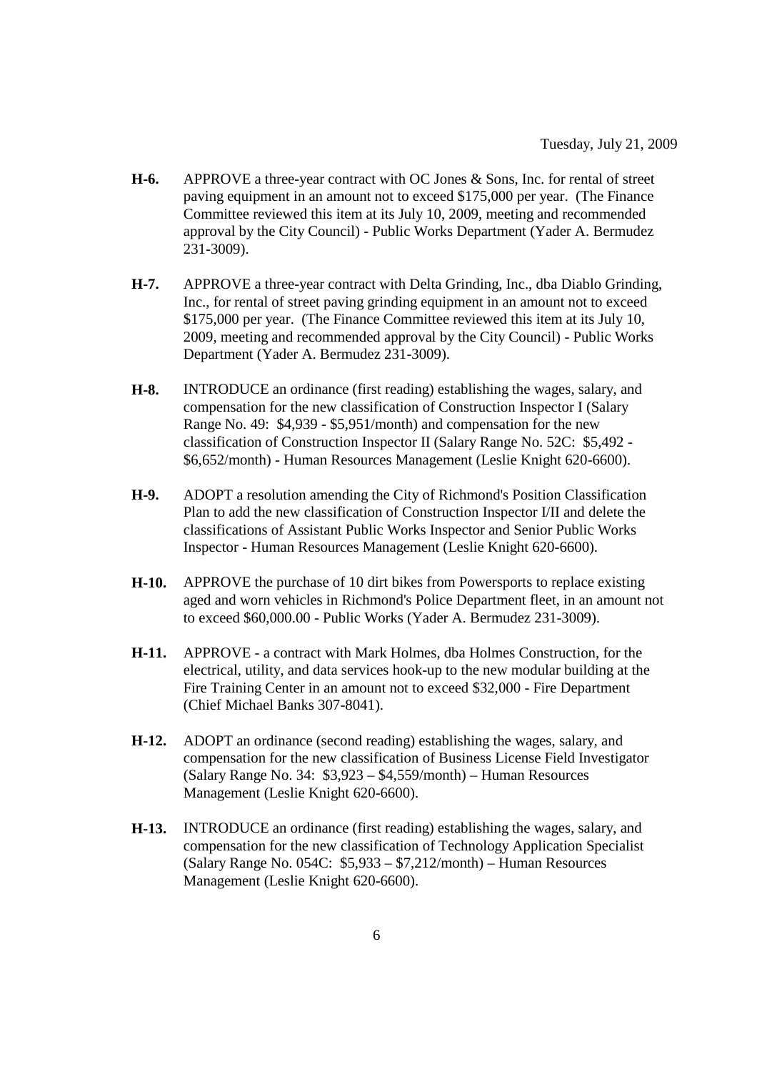Tuesday, July 21, 2009

**H-6.** APPROVE a three-year contract with OC Jones & Sons, Inc. for rental of street paving equipment in an amount not to exceed $175,000 per year. (The Finance Committee reviewed this item at its July 10, 2009, meeting and recommended approval by the City Council) - Public Works Department (Yader A. Bermudez 231-3009).

**H-7.** APPROVE a three-year contract with Delta Grinding, Inc., dba Diablo Grinding, Inc., for rental of street paving grinding equipment in an amount not to exceed $175,000 per year. (The Finance Committee reviewed this item at its July 10, 2009, meeting and recommended approval by the City Council) - Public Works Department (Yader A. Bermudez 231-3009).

**H-8.** INTRODUCE an ordinance (first reading) establishing the wages, salary, and compensation for the new classification of Construction Inspector I (Salary Range No. 49: $4,939 - $5,951/month) and compensation for the new classification of Construction Inspector II (Salary Range No. 52C: $5,492 - $6,652/month) - Human Resources Management (Leslie Knight 620-6600).

**H-9.** ADOPT a resolution amending the City of Richmond's Position Classification Plan to add the new classification of Construction Inspector I/II and delete the classifications of Assistant Public Works Inspector and Senior Public Works Inspector - Human Resources Management (Leslie Knight 620-6600).

**H-10.** APPROVE the purchase of 10 dirt bikes from Powersports to replace existing aged and worn vehicles in Richmond's Police Department fleet, in an amount not to exceed $60,000.00 - Public Works (Yader A. Bermudez 231-3009).

**H-11.** APPROVE - a contract with Mark Holmes, dba Holmes Construction, for the electrical, utility, and data services hook-up to the new modular building at the Fire Training Center in an amount not to exceed $32,000 - Fire Department (Chief Michael Banks 307-8041).

**H-12.** ADOPT an ordinance (second reading) establishing the wages, salary, and compensation for the new classification of Business License Field Investigator (Salary Range No. 34: $3,923 – $4,559/month) – Human Resources Management (Leslie Knight 620-6600).

**H-13.** INTRODUCE an ordinance (first reading) establishing the wages, salary, and compensation for the new classification of Technology Application Specialist (Salary Range No. 054C: $5,933 – $7,212/month) – Human Resources Management (Leslie Knight 620-6600).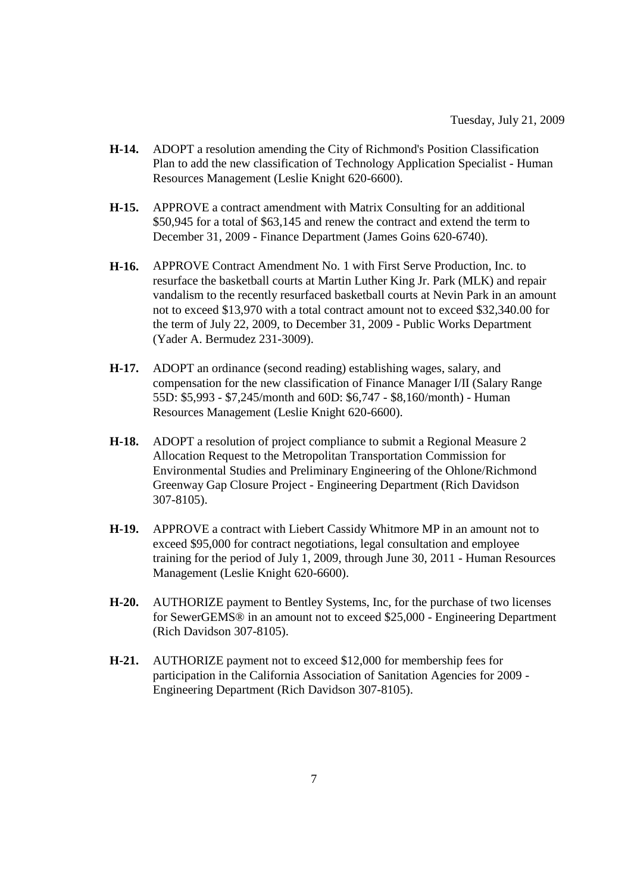Tuesday, July 21, 2009

**H-14.** ADOPT a resolution amending the City of Richmond's Position Classification Plan to add the new classification of Technology Application Specialist - Human Resources Management (Leslie Knight 620-6600).

**H-15.** APPROVE a contract amendment with Matrix Consulting for an additional $50,945 for a total of $63,145 and renew the contract and extend the term to December 31, 2009 - Finance Department (James Goins 620-6740).

**H-16.** APPROVE Contract Amendment No. 1 with First Serve Production, Inc. to resurface the basketball courts at Martin Luther King Jr. Park (MLK) and repair vandalism to the recently resurfaced basketball courts at Nevin Park in an amount not to exceed $13,970 with a total contract amount not to exceed $32,340.00 for the term of July 22, 2009, to December 31, 2009 - Public Works Department (Yader A. Bermudez 231-3009).

**H-17.** ADOPT an ordinance (second reading) establishing wages, salary, and compensation for the new classification of Finance Manager I/II (Salary Range 55D: $5,993 - $7,245/month and 60D: $6,747 - $8,160/month) - Human Resources Management (Leslie Knight 620-6600).

**H-18.** ADOPT a resolution of project compliance to submit a Regional Measure 2 Allocation Request to the Metropolitan Transportation Commission for Environmental Studies and Preliminary Engineering of the Ohlone/Richmond Greenway Gap Closure Project - Engineering Department (Rich Davidson 307-8105).

**H-19.** APPROVE a contract with Liebert Cassidy Whitmore MP in an amount not to exceed $95,000 for contract negotiations, legal consultation and employee training for the period of July 1, 2009, through June 30, 2011 - Human Resources Management (Leslie Knight 620-6600).

**H-20.** AUTHORIZE payment to Bentley Systems, Inc, for the purchase of two licenses for SewerGEMS® in an amount not to exceed $25,000 - Engineering Department (Rich Davidson 307-8105).

**H-21.** AUTHORIZE payment not to exceed $12,000 for membership fees for participation in the California Association of Sanitation Agencies for 2009 - Engineering Department (Rich Davidson 307-8105).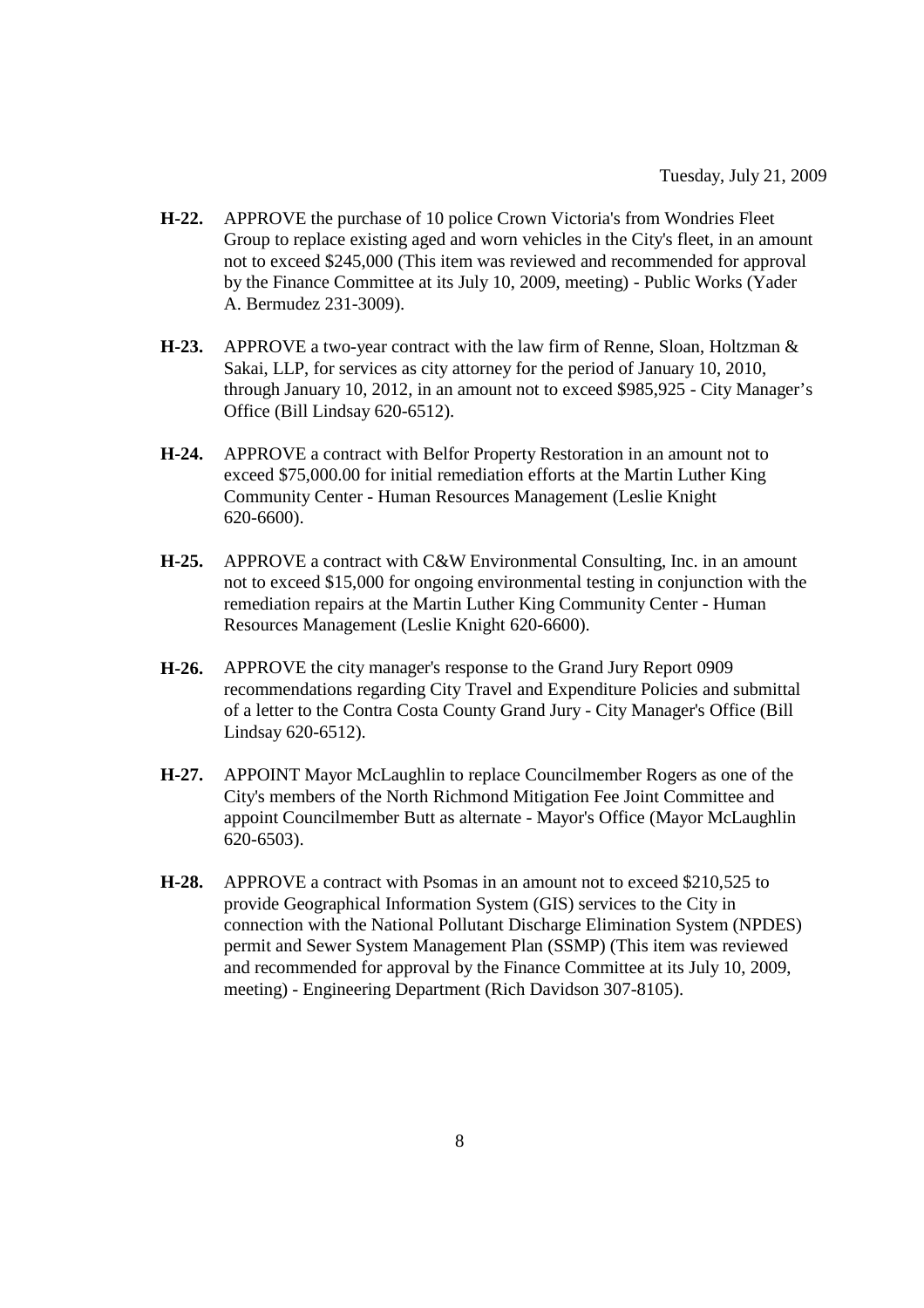Tuesday, July 21, 2009

**H-22.** APPROVE the purchase of 10 police Crown Victoria's from Wondries Fleet Group to replace existing aged and worn vehicles in the City's fleet, in an amount not to exceed $245,000 (This item was reviewed and recommended for approval by the Finance Committee at its July 10, 2009, meeting) - Public Works (Yader A. Bermudez 231-3009).

**H-23.** APPROVE a two-year contract with the law firm of Renne, Sloan, Holtzman & Sakai, LLP, for services as city attorney for the period of January 10, 2010, through January 10, 2012, in an amount not to exceed $985,925 - City Manager's Office (Bill Lindsay 620-6512).

**H-24.** APPROVE a contract with Belfor Property Restoration in an amount not to exceed $75,000.00 for initial remediation efforts at the Martin Luther King Community Center - Human Resources Management (Leslie Knight 620-6600).

**H-25.** APPROVE a contract with C&W Environmental Consulting, Inc. in an amount not to exceed $15,000 for ongoing environmental testing in conjunction with the remediation repairs at the Martin Luther King Community Center - Human Resources Management (Leslie Knight 620-6600).

**H-26.** APPROVE the city manager's response to the Grand Jury Report 0909 recommendations regarding City Travel and Expenditure Policies and submittal of a letter to the Contra Costa County Grand Jury - City Manager's Office (Bill Lindsay 620-6512).

**H-27.** APPOINT Mayor McLaughlin to replace Councilmember Rogers as one of the City's members of the North Richmond Mitigation Fee Joint Committee and appoint Councilmember Butt as alternate - Mayor's Office (Mayor McLaughlin 620-6503).

**H-28.** APPROVE a contract with Psomas in an amount not to exceed $210,525 to provide Geographical Information System (GIS) services to the City in connection with the National Pollutant Discharge Elimination System (NPDES) permit and Sewer System Management Plan (SSMP) (This item was reviewed and recommended for approval by the Finance Committee at its July 10, 2009, meeting) - Engineering Department (Rich Davidson 307-8105).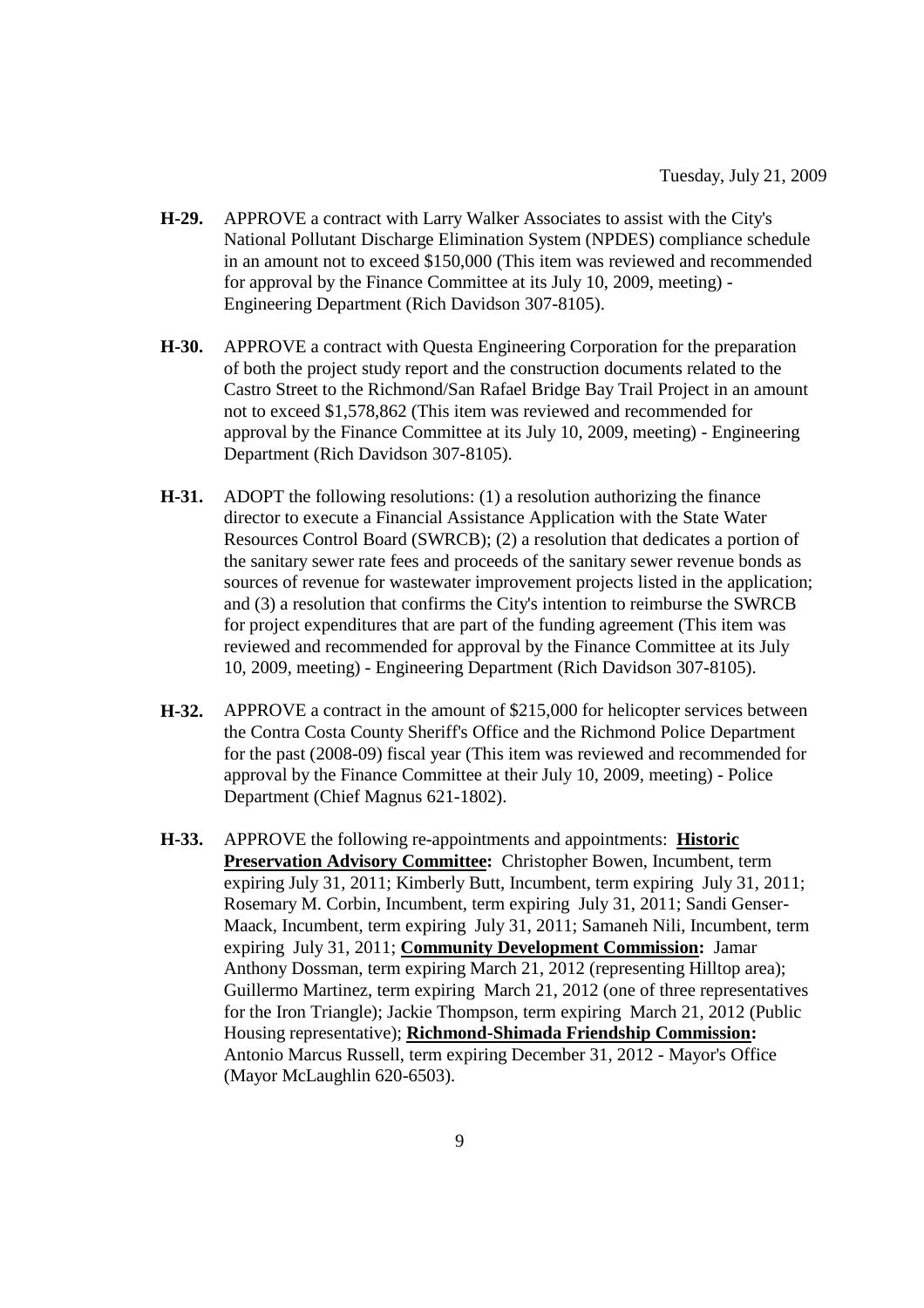**H-29.** APPROVE a contract with Larry Walker Associates to assist with the City's National Pollutant Discharge Elimination System (NPDES) compliance schedule in an amount not to exceed $150,000 (This item was reviewed and recommended for approval by the Finance Committee at its July 10, 2009, meeting) - Engineering Department (Rich Davidson 307-8105).

**H-30.** APPROVE a contract with Questa Engineering Corporation for the preparation of both the project study report and the construction documents related to the Castro Street to the Richmond/San Rafael Bridge Bay Trail Project in an amount not to exceed $1,578,862 (This item was reviewed and recommended for approval by the Finance Committee at its July 10, 2009, meeting) - Engineering Department (Rich Davidson 307-8105).

**H-31.** ADOPT the following resolutions: (1) a resolution authorizing the finance director to execute a Financial Assistance Application with the State Water Resources Control Board (SWRCB); (2) a resolution that dedicates a portion of the sanitary sewer rate fees and proceeds of the sanitary sewer revenue bonds as sources of revenue for wastewater improvement projects listed in the application; and (3) a resolution that confirms the City's intention to reimburse the SWRCB for project expenditures that are part of the funding agreement (This item was reviewed and recommended for approval by the Finance Committee at its July 10, 2009, meeting) - Engineering Department (Rich Davidson 307-8105).

**H-32.** APPROVE a contract in the amount of $215,000 for helicopter services between the Contra Costa County Sheriff's Office and the Richmond Police Department for the past (2008-09) fiscal year (This item was reviewed and recommended for approval by the Finance Committee at their July 10, 2009, meeting) - Police Department (Chief Magnus 621-1802).

**H-33.** APPROVE the following re-appointments and appointments: **Historic Preservation Advisory Committee:** Christopher Bowen, Incumbent, term expiring July 31, 2011; Kimberly Butt, Incumbent, term expiring July 31, 2011; Rosemary M. Corbin, Incumbent, term expiring July 31, 2011; Sandi Genser-Maack, Incumbent, term expiring July 31, 2011; Samaneh Nili, Incumbent, term expiring July 31, 2011; **Community Development Commission:** Jamar Anthony Dossman, term expiring March 21, 2012 (representing Hilltop area); Guillermo Martinez, term expiring March 21, 2012 (one of three representatives for the Iron Triangle); Jackie Thompson, term expiring March 21, 2012 (Public Housing representative); **Richmond-Shimada Friendship Commission:** Antonio Marcus Russell, term expiring December 31, 2012 - Mayor's Office (Mayor McLaughlin 620-6503).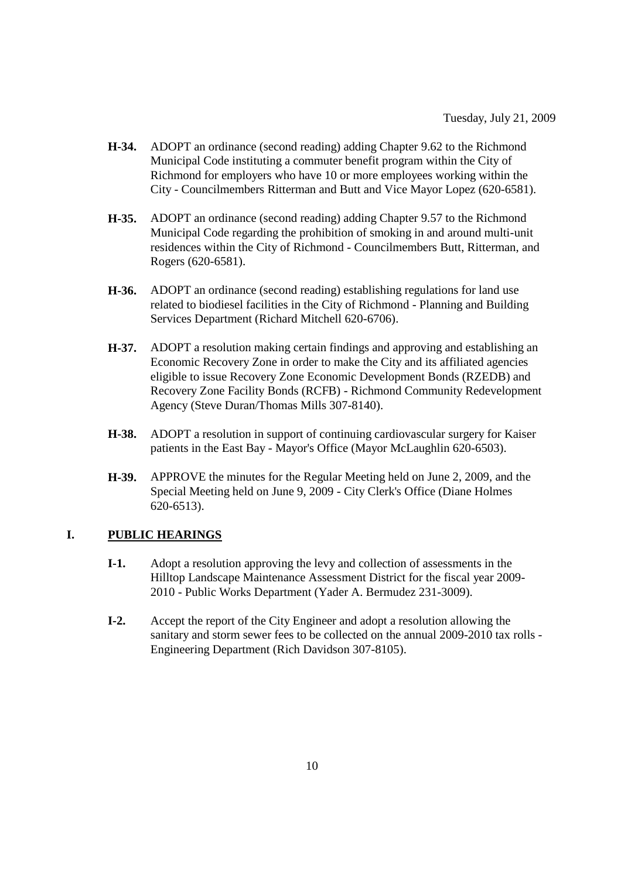**H-34.** ADOPT an ordinance (second reading) adding Chapter 9.62 to the Richmond Municipal Code instituting a commuter benefit program within the City of Richmond for employers who have 10 or more employees working within the City - Councilmembers Ritterman and Butt and Vice Mayor Lopez (620-6581).

**H-35.** ADOPT an ordinance (second reading) adding Chapter 9.57 to the Richmond Municipal Code regarding the prohibition of smoking in and around multi-unit residences within the City of Richmond - Councilmembers Butt, Ritterman, and Rogers (620-6581).

**H-36.** ADOPT an ordinance (second reading) establishing regulations for land use related to biodiesel facilities in the City of Richmond - Planning and Building Services Department (Richard Mitchell 620-6706).

**H-37.** ADOPT a resolution making certain findings and approving and establishing an Economic Recovery Zone in order to make the City and its affiliated agencies eligible to issue Recovery Zone Economic Development Bonds (RZEDB) and Recovery Zone Facility Bonds (RCFB) - Richmond Community Redevelopment Agency (Steve Duran/Thomas Mills 307-8140).

**H-38.** ADOPT a resolution in support of continuing cardiovascular surgery for Kaiser patients in the East Bay - Mayor's Office (Mayor McLaughlin 620-6503).

**H-39.** APPROVE the minutes for the Regular Meeting held on June 2, 2009, and the Special Meeting held on June 9, 2009 - City Clerk's Office (Diane Holmes 620-6513).

## I. PUBLIC HEARINGS

**I-1.** Adopt a resolution approving the levy and collection of assessments in the Hilltop Landscape Maintenance Assessment District for the fiscal year 2009-2010 - Public Works Department (Yader A. Bermudez 231-3009).

**I-2.** Accept the report of the City Engineer and adopt a resolution allowing the sanitary and storm sewer fees to be collected on the annual 2009-2010 tax rolls - Engineering Department (Rich Davidson 307-8105).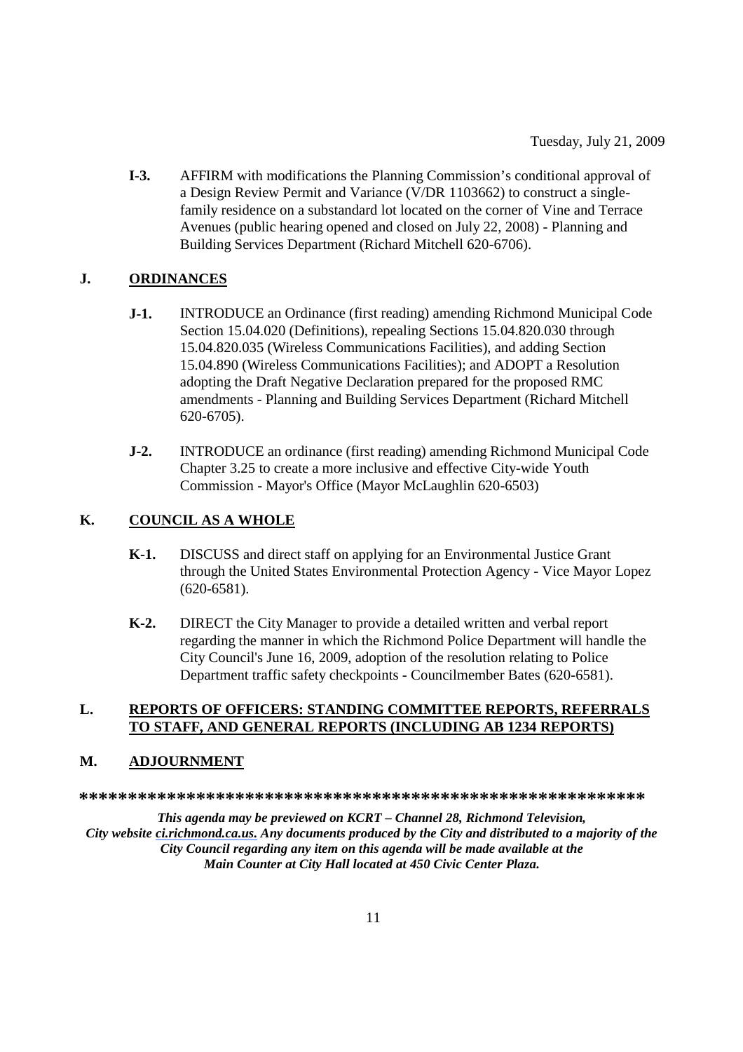Tuesday, July 21, 2009

**I-3.** AFFIRM with modifications the Planning Commission's conditional approval of a Design Review Permit and Variance (V/DR 1103662) to construct a single-family residence on a substandard lot located on the corner of Vine and Terrace Avenues (public hearing opened and closed on July 22, 2008) - Planning and Building Services Department (Richard Mitchell 620-6706).

## J. ORDINANCES

**J-1.** INTRODUCE an Ordinance (first reading) amending Richmond Municipal Code Section 15.04.020 (Definitions), repealing Sections 15.04.820.030 through 15.04.820.035 (Wireless Communications Facilities), and adding Section 15.04.890 (Wireless Communications Facilities); and ADOPT a Resolution adopting the Draft Negative Declaration prepared for the proposed RMC amendments - Planning and Building Services Department (Richard Mitchell 620-6705).

**J-2.** INTRODUCE an ordinance (first reading) amending Richmond Municipal Code Chapter 3.25 to create a more inclusive and effective City-wide Youth Commission - Mayor's Office (Mayor McLaughlin 620-6503)

## K. COUNCIL AS A WHOLE

**K-1.** DISCUSS and direct staff on applying for an Environmental Justice Grant through the United States Environmental Protection Agency - Vice Mayor Lopez (620-6581).

**K-2.** DIRECT the City Manager to provide a detailed written and verbal report regarding the manner in which the Richmond Police Department will handle the City Council's June 16, 2009, adoption of the resolution relating to Police Department traffic safety checkpoints - Councilmember Bates (620-6581).

## L. REPORTS OF OFFICERS: STANDING COMMITTEE REPORTS, REFERRALS TO STAFF, AND GENERAL REPORTS (INCLUDING AB 1234 REPORTS)

## M. ADJOURNMENT

**************************************************************

***This agenda may be previewed on KCRT – Channel 28, Richmond Television, City website ci.richmond.ca.us. Any documents produced by the City and distributed to a majority of the City Council regarding any item on this agenda will be made available at the Main Counter at City Hall located at 450 Civic Center Plaza.***